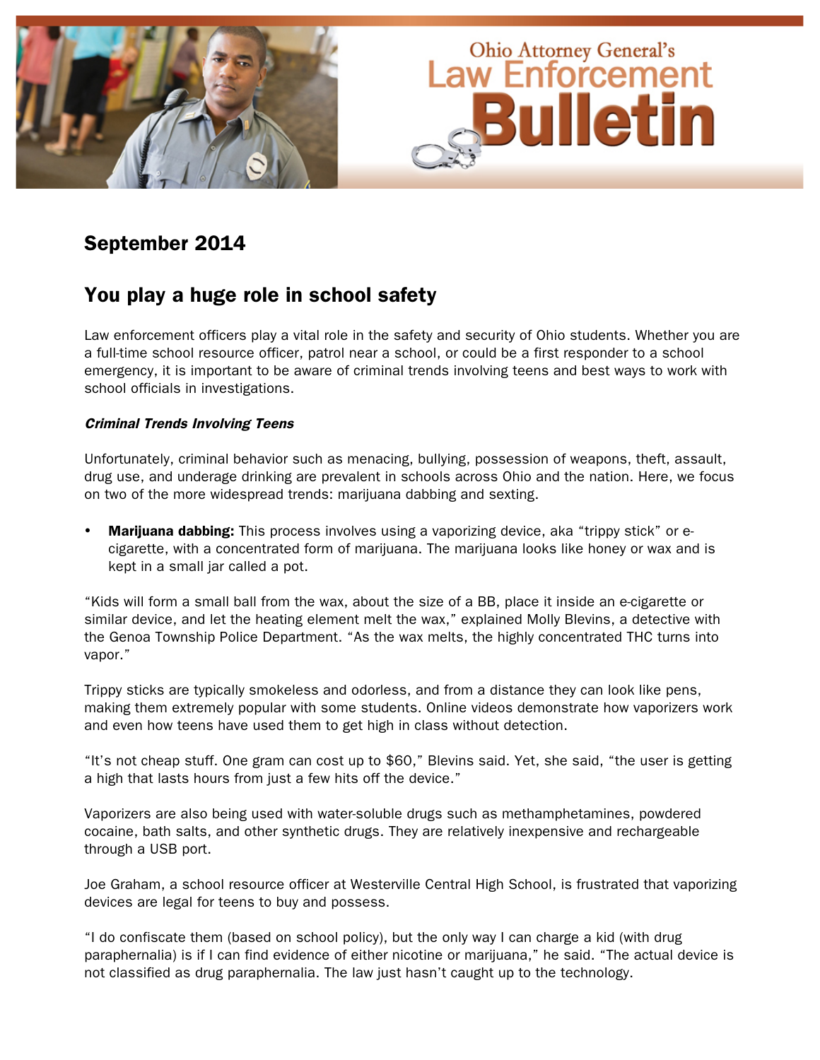# Ohio Attorney General's Law Enforcement Bulletin

## September 2014

## You play a huge role in school safety

Law enforcement officers play a vital role in the safety and security of Ohio students. Whether you are a full-time school resource officer, patrol near a school, or could be a first responder to a school emergency, it is important to be aware of criminal trends involving teens and best ways to work with school officials in investigations.

### *Criminal Trends Involving Teens*

Unfortunately, criminal behavior such as menacing, bullying, possession of weapons, theft, assault, drug use, and underage drinking are prevalent in schools across Ohio and the nation. Here, we focus on two of the more widespread trends: marijuana dabbing and sexting.

- **Marijuana dabbing:** This process involves using a vaporizing device, aka "trippy stick" or e-cigarette, with a concentrated form of marijuana. The marijuana looks like honey or wax and is kept in a small jar called a pot.

"Kids will form a small ball from the wax, about the size of a BB, place it inside an e-cigarette or similar device, and let the heating element melt the wax," explained Molly Blevins, a detective with the Genoa Township Police Department. "As the wax melts, the highly concentrated THC turns into vapor."

Trippy sticks are typically smokeless and odorless, and from a distance they can look like pens, making them extremely popular with some students. Online videos demonstrate how vaporizers work and even how teens have used them to get high in class without detection.

"It's not cheap stuff. One gram can cost up to $60," Blevins said. Yet, she said, "the user is getting a high that lasts hours from just a few hits off the device."

Vaporizers are also being used with water-soluble drugs such as methamphetamines, powdered cocaine, bath salts, and other synthetic drugs. They are relatively inexpensive and rechargeable through a USB port.

Joe Graham, a school resource officer at Westerville Central High School, is frustrated that vaporizing devices are legal for teens to buy and possess.

"I do confiscate them (based on school policy), but the only way I can charge a kid (with drug paraphernalia) is if I can find evidence of either nicotine or marijuana," he said. "The actual device is not classified as drug paraphernalia. The law just hasn't caught up to the technology.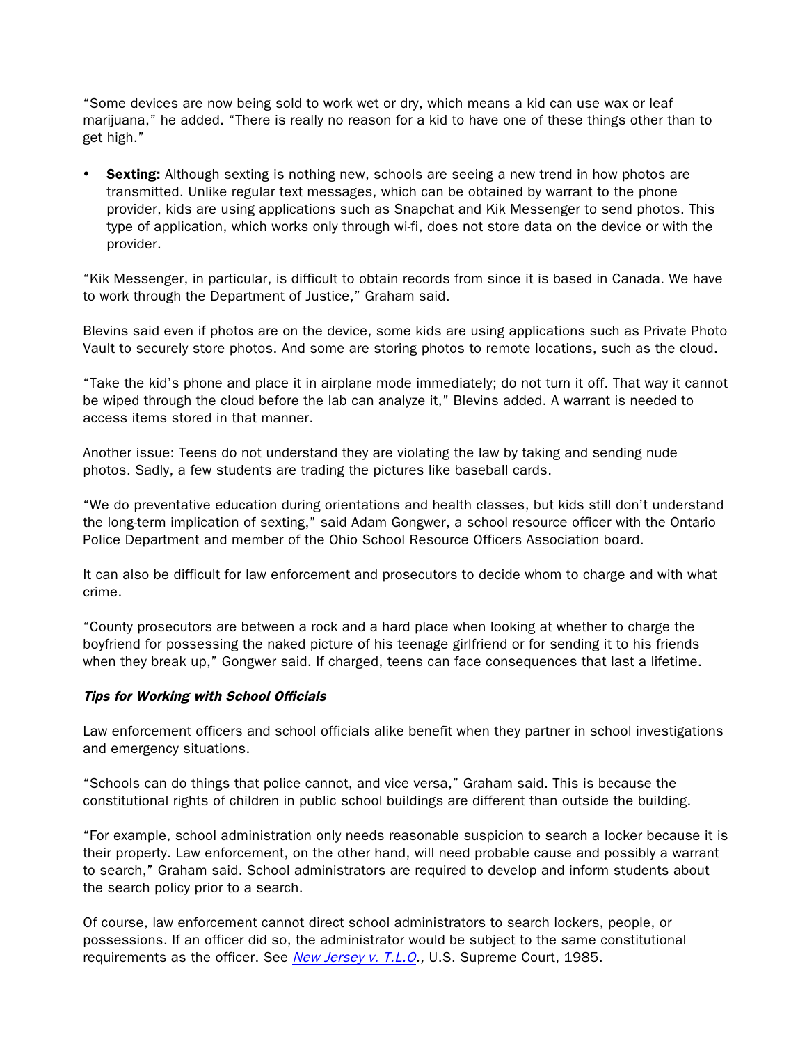"Some devices are now being sold to work wet or dry, which means a kid can use wax or leaf marijuana," he added. "There is really no reason for a kid to have one of these things other than to get high."

- **Sexting:** Although sexting is nothing new, schools are seeing a new trend in how photos are transmitted. Unlike regular text messages, which can be obtained by warrant to the phone provider, kids are using applications such as Snapchat and Kik Messenger to send photos. This type of application, which works only through wi-fi, does not store data on the device or with the provider.

"Kik Messenger, in particular, is difficult to obtain records from since it is based in Canada. We have to work through the Department of Justice," Graham said.

Blevins said even if photos are on the device, some kids are using applications such as Private Photo Vault to securely store photos. And some are storing photos to remote locations, such as the cloud.

"Take the kid's phone and place it in airplane mode immediately; do not turn it off. That way it cannot be wiped through the cloud before the lab can analyze it," Blevins added. A warrant is needed to access items stored in that manner.

Another issue: Teens do not understand they are violating the law by taking and sending nude photos. Sadly, a few students are trading the pictures like baseball cards.

"We do preventative education during orientations and health classes, but kids still don't understand the long-term implication of sexting," said Adam Gongwer, a school resource officer with the Ontario Police Department and member of the Ohio School Resource Officers Association board.

It can also be difficult for law enforcement and prosecutors to decide whom to charge and with what crime.

"County prosecutors are between a rock and a hard place when looking at whether to charge the boyfriend for possessing the naked picture of his teenage girlfriend or for sending it to his friends when they break up," Gongwer said. If charged, teens can face consequences that last a lifetime.

### *Tips for Working with School Officials*

Law enforcement officers and school officials alike benefit when they partner in school investigations and emergency situations.

"Schools can do things that police cannot, and vice versa," Graham said. This is because the constitutional rights of children in public school buildings are different than outside the building.

"For example, school administration only needs reasonable suspicion to search a locker because it is their property. Law enforcement, on the other hand, will need probable cause and possibly a warrant to search," Graham said. School administrators are required to develop and inform students about the search policy prior to a search.

Of course, law enforcement cannot direct school administrators to search lockers, people, or possessions. If an officer did so, the administrator would be subject to the same constitutional requirements as the officer. See *New Jersey v. T.L.O.,* U.S. Supreme Court, 1985.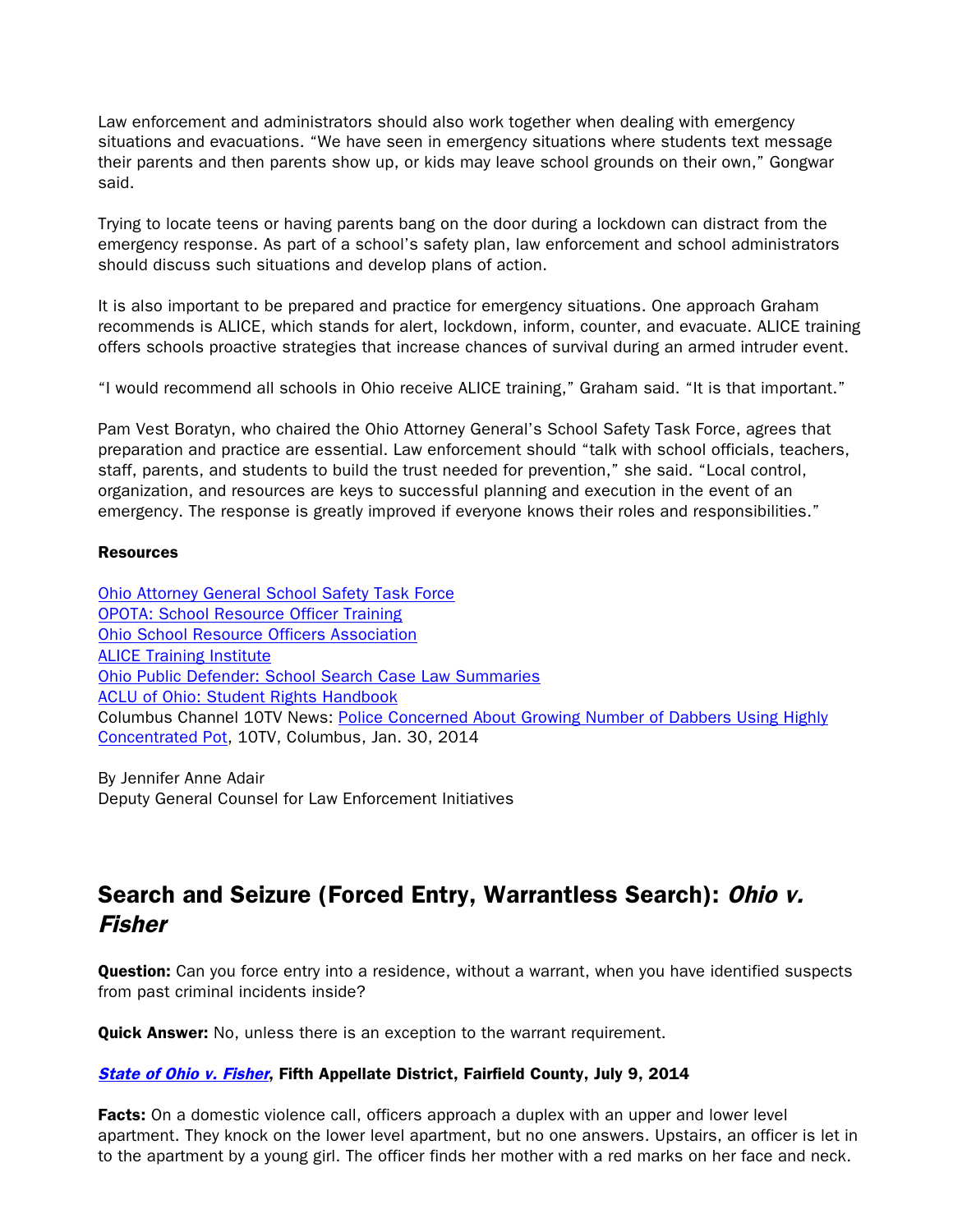Law enforcement and administrators should also work together when dealing with emergency situations and evacuations. “We have seen in emergency situations where students text message their parents and then parents show up, or kids may leave school grounds on their own,” Gongwar said.

Trying to locate teens or having parents bang on the door during a lockdown can distract from the emergency response. As part of a school’s safety plan, law enforcement and school administrators should discuss such situations and develop plans of action.

It is also important to be prepared and practice for emergency situations. One approach Graham recommends is ALICE, which stands for alert, lockdown, inform, counter, and evacuate. ALICE training offers schools proactive strategies that increase chances of survival during an armed intruder event.

“I would recommend all schools in Ohio receive ALICE training,” Graham said. “It is that important.”

Pam Vest Boratyn, who chaired the Ohio Attorney General’s School Safety Task Force, agrees that preparation and practice are essential. Law enforcement should “talk with school officials, teachers, staff, parents, and students to build the trust needed for prevention,” she said. “Local control, organization, and resources are keys to successful planning and execution in the event of an emergency. The response is greatly improved if everyone knows their roles and responsibilities.”

**Resources**

Ohio Attorney General School Safety Task Force
OPOTA: School Resource Officer Training
Ohio School Resource Officers Association
ALICE Training Institute
Ohio Public Defender: School Search Case Law Summaries
ACLU of Ohio: Student Rights Handbook
Columbus Channel 10TV News: Police Concerned About Growing Number of Dabbers Using Highly Concentrated Pot, 10TV, Columbus, Jan. 30, 2014

By Jennifer Anne Adair
Deputy General Counsel for Law Enforcement Initiatives

## Search and Seizure (Forced Entry, Warrantless Search): *Ohio v. Fisher*

**Question:** Can you force entry into a residence, without a warrant, when you have identified suspects from past criminal incidents inside?

**Quick Answer:** No, unless there is an exception to the warrant requirement.

***State of Ohio v. Fisher*, Fifth Appellate District, Fairfield County, July 9, 2014**

**Facts:** On a domestic violence call, officers approach a duplex with an upper and lower level apartment. They knock on the lower level apartment, but no one answers. Upstairs, an officer is let in to the apartment by a young girl. The officer finds her mother with a red marks on her face and neck.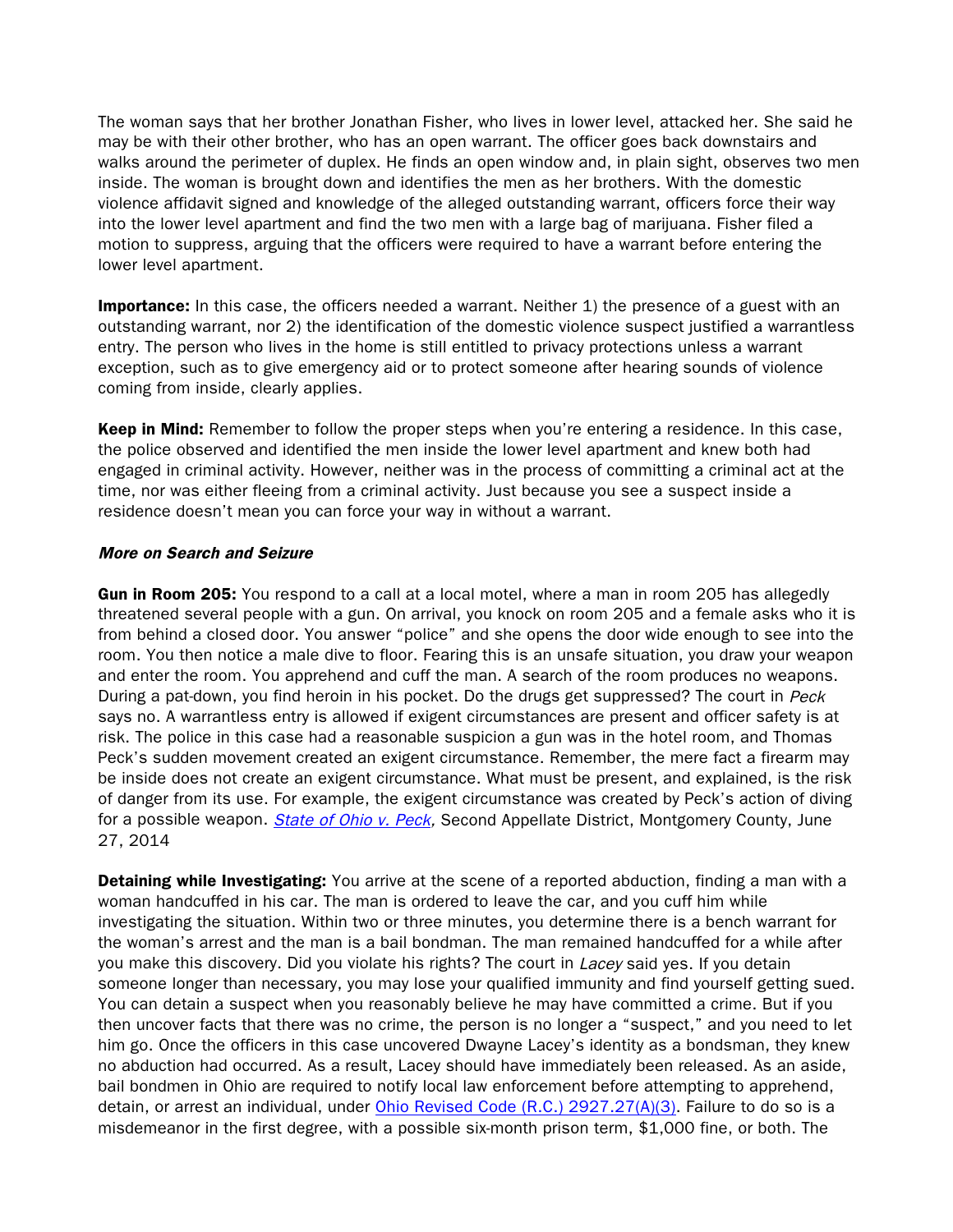The woman says that her brother Jonathan Fisher, who lives in lower level, attacked her. She said he may be with their other brother, who has an open warrant. The officer goes back downstairs and walks around the perimeter of duplex. He finds an open window and, in plain sight, observes two men inside. The woman is brought down and identifies the men as her brothers. With the domestic violence affidavit signed and knowledge of the alleged outstanding warrant, officers force their way into the lower level apartment and find the two men with a large bag of marijuana. Fisher filed a motion to suppress, arguing that the officers were required to have a warrant before entering the lower level apartment.

**Importance:** In this case, the officers needed a warrant. Neither 1) the presence of a guest with an outstanding warrant, nor 2) the identification of the domestic violence suspect justified a warrantless entry. The person who lives in the home is still entitled to privacy protections unless a warrant exception, such as to give emergency aid or to protect someone after hearing sounds of violence coming from inside, clearly applies.

**Keep in Mind:** Remember to follow the proper steps when you're entering a residence. In this case, the police observed and identified the men inside the lower level apartment and knew both had engaged in criminal activity. However, neither was in the process of committing a criminal act at the time, nor was either fleeing from a criminal activity. Just because you see a suspect inside a residence doesn't mean you can force your way in without a warrant.

***More on Search and Seizure***

**Gun in Room 205:** You respond to a call at a local motel, where a man in room 205 has allegedly threatened several people with a gun. On arrival, you knock on room 205 and a female asks who it is from behind a closed door. You answer "police" and she opens the door wide enough to see into the room. You then notice a male dive to floor. Fearing this is an unsafe situation, you draw your weapon and enter the room. You apprehend and cuff the man. A search of the room produces no weapons. During a pat-down, you find heroin in his pocket. Do the drugs get suppressed? The court in *Peck* says no. A warrantless entry is allowed if exigent circumstances are present and officer safety is at risk. The police in this case had a reasonable suspicion a gun was in the hotel room, and Thomas Peck's sudden movement created an exigent circumstance. Remember, the mere fact a firearm may be inside does not create an exigent circumstance. What must be present, and explained, is the risk of danger from its use. For example, the exigent circumstance was created by Peck's action of diving for a possible weapon. *State of Ohio v. Peck*, Second Appellate District, Montgomery County, June 27, 2014

**Detaining while Investigating:** You arrive at the scene of a reported abduction, finding a man with a woman handcuffed in his car. The man is ordered to leave the car, and you cuff him while investigating the situation. Within two or three minutes, you determine there is a bench warrant for the woman's arrest and the man is a bail bondman. The man remained handcuffed for a while after you make this discovery. Did you violate his rights? The court in *Lacey* said yes. If you detain someone longer than necessary, you may lose your qualified immunity and find yourself getting sued. You can detain a suspect when you reasonably believe he may have committed a crime. But if you then uncover facts that there was no crime, the person is no longer a "suspect," and you need to let him go. Once the officers in this case uncovered Dwayne Lacey's identity as a bondsman, they knew no abduction had occurred. As a result, Lacey should have immediately been released. As an aside, bail bondmen in Ohio are required to notify local law enforcement before attempting to apprehend, detain, or arrest an individual, under Ohio Revised Code (R.C.) 2927.27(A)(3). Failure to do so is a misdemeanor in the first degree, with a possible six-month prison term, $1,000 fine, or both. The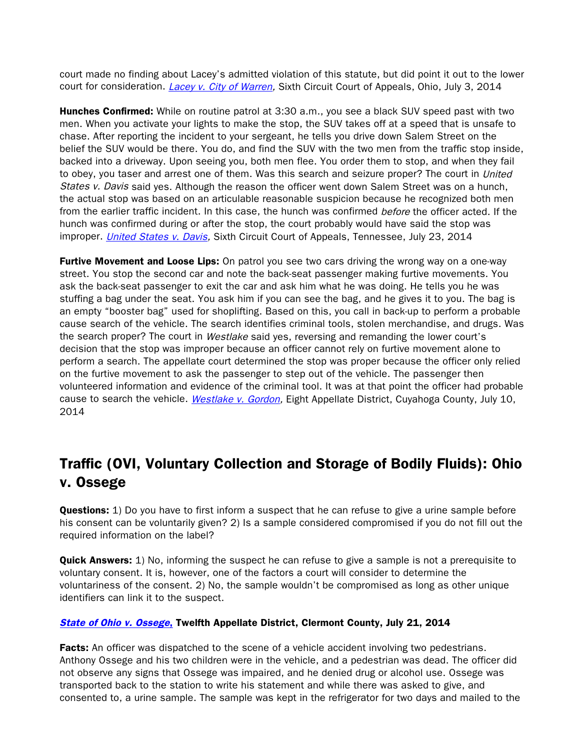court made no finding about Lacey's admitted violation of this statute, but did point it out to the lower court for consideration. *Lacey v. City of Warren*, Sixth Circuit Court of Appeals, Ohio, July 3, 2014

**Hunches Confirmed:** While on routine patrol at 3:30 a.m., you see a black SUV speed past with two men. When you activate your lights to make the stop, the SUV takes off at a speed that is unsafe to chase. After reporting the incident to your sergeant, he tells you drive down Salem Street on the belief the SUV would be there. You do, and find the SUV with the two men from the traffic stop inside, backed into a driveway. Upon seeing you, both men flee. You order them to stop, and when they fail to obey, you taser and arrest one of them. Was this search and seizure proper? The court in *United States v. Davis* said yes. Although the reason the officer went down Salem Street was on a hunch, the actual stop was based on an articulable reasonable suspicion because he recognized both men from the earlier traffic incident. In this case, the hunch was confirmed *before* the officer acted. If the hunch was confirmed during or after the stop, the court probably would have said the stop was improper. *United States v. Davis*, Sixth Circuit Court of Appeals, Tennessee, July 23, 2014

**Furtive Movement and Loose Lips:** On patrol you see two cars driving the wrong way on a one-way street. You stop the second car and note the back-seat passenger making furtive movements. You ask the back-seat passenger to exit the car and ask him what he was doing. He tells you he was stuffing a bag under the seat. You ask him if you can see the bag, and he gives it to you. The bag is an empty "booster bag" used for shoplifting. Based on this, you call in back-up to perform a probable cause search of the vehicle. The search identifies criminal tools, stolen merchandise, and drugs. Was the search proper? The court in *Westlake* said yes, reversing and remanding the lower court's decision that the stop was improper because an officer cannot rely on furtive movement alone to perform a search. The appellate court determined the stop was proper because the officer only relied on the furtive movement to ask the passenger to step out of the vehicle. The passenger then volunteered information and evidence of the criminal tool. It was at that point the officer had probable cause to search the vehicle. *Westlake v. Gordon*, Eight Appellate District, Cuyahoga County, July 10, 2014

## Traffic (OVI, Voluntary Collection and Storage of Bodily Fluids): Ohio v. Ossege

**Questions:** 1) Do you have to first inform a suspect that he can refuse to give a urine sample before his consent can be voluntarily given? 2) Is a sample considered compromised if you do not fill out the required information on the label?

**Quick Answers:** 1) No, informing the suspect he can refuse to give a sample is not a prerequisite to voluntary consent. It is, however, one of the factors a court will consider to determine the voluntariness of the consent. 2) No, the sample wouldn't be compromised as long as other unique identifiers can link it to the suspect.

***State of Ohio v. Ossege*, Twelfth Appellate District, Clermont County, July 21, 2014**

**Facts:** An officer was dispatched to the scene of a vehicle accident involving two pedestrians. Anthony Ossege and his two children were in the vehicle, and a pedestrian was dead. The officer did not observe any signs that Ossege was impaired, and he denied drug or alcohol use. Ossege was transported back to the station to write his statement and while there was asked to give, and consented to, a urine sample. The sample was kept in the refrigerator for two days and mailed to the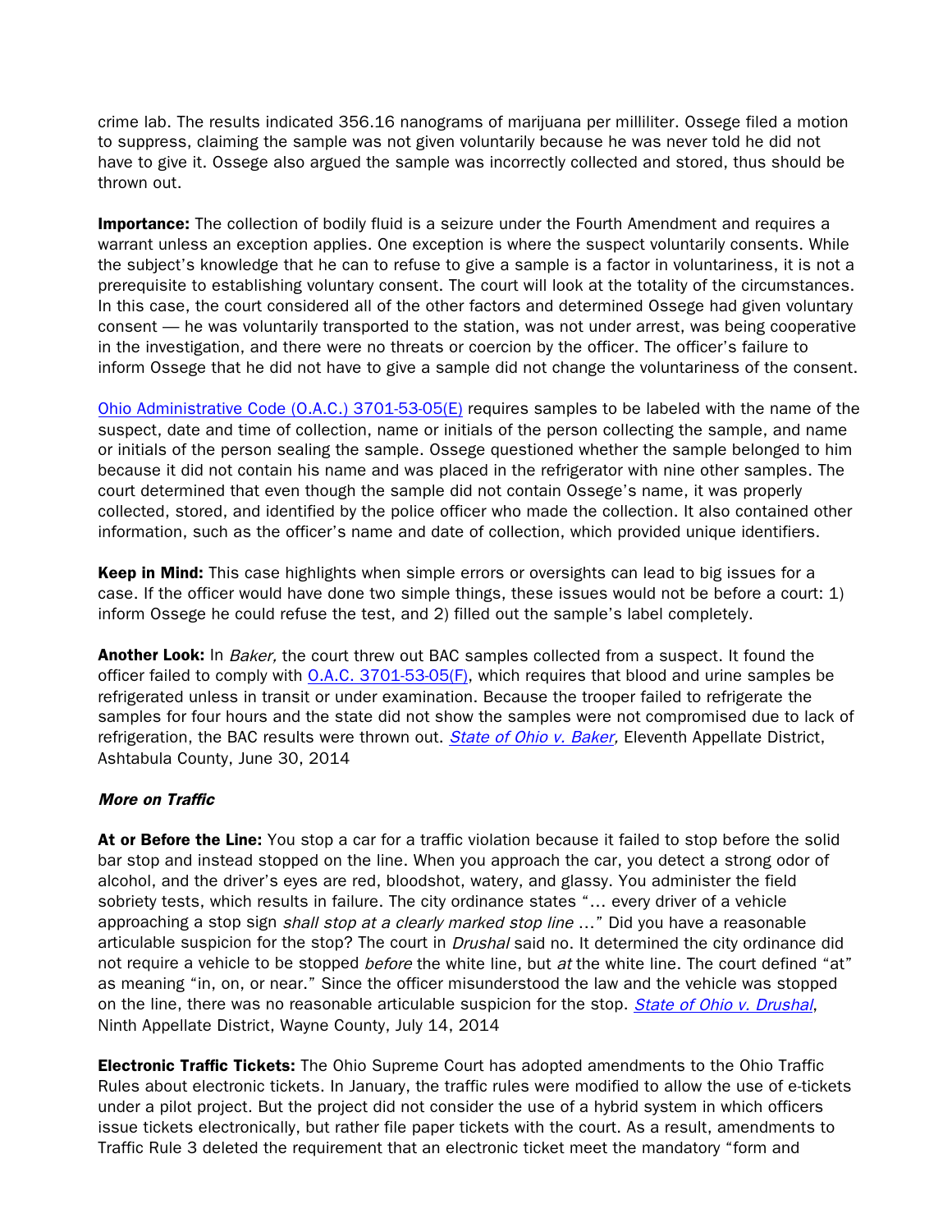crime lab. The results indicated 356.16 nanograms of marijuana per milliliter. Ossege filed a motion to suppress, claiming the sample was not given voluntarily because he was never told he did not have to give it. Ossege also argued the sample was incorrectly collected and stored, thus should be thrown out.

**Importance:** The collection of bodily fluid is a seizure under the Fourth Amendment and requires a warrant unless an exception applies. One exception is where the suspect voluntarily consents. While the subject's knowledge that he can to refuse to give a sample is a factor in voluntariness, it is not a prerequisite to establishing voluntary consent. The court will look at the totality of the circumstances. In this case, the court considered all of the other factors and determined Ossege had given voluntary consent — he was voluntarily transported to the station, was not under arrest, was being cooperative in the investigation, and there were no threats or coercion by the officer. The officer's failure to inform Ossege that he did not have to give a sample did not change the voluntariness of the consent.

Ohio Administrative Code (O.A.C.) 3701-53-05(E) requires samples to be labeled with the name of the suspect, date and time of collection, name or initials of the person collecting the sample, and name or initials of the person sealing the sample. Ossege questioned whether the sample belonged to him because it did not contain his name and was placed in the refrigerator with nine other samples. The court determined that even though the sample did not contain Ossege's name, it was properly collected, stored, and identified by the police officer who made the collection. It also contained other information, such as the officer's name and date of collection, which provided unique identifiers.

**Keep in Mind:** This case highlights when simple errors or oversights can lead to big issues for a case. If the officer would have done two simple things, these issues would not be before a court: 1) inform Ossege he could refuse the test, and 2) filled out the sample's label completely.

**Another Look:** In *Baker,* the court threw out BAC samples collected from a suspect. It found the officer failed to comply with O.A.C. 3701-53-05(F), which requires that blood and urine samples be refrigerated unless in transit or under examination. Because the trooper failed to refrigerate the samples for four hours and the state did not show the samples were not compromised due to lack of refrigeration, the BAC results were thrown out. *State of Ohio v. Baker,* Eleventh Appellate District, Ashtabula County, June 30, 2014

***More on Traffic***

**At or Before the Line:** You stop a car for a traffic violation because it failed to stop before the solid bar stop and instead stopped on the line. When you approach the car, you detect a strong odor of alcohol, and the driver's eyes are red, bloodshot, watery, and glassy. You administer the field sobriety tests, which results in failure. The city ordinance states "… every driver of a vehicle approaching a stop sign *shall stop at a clearly marked stop line* …" Did you have a reasonable articulable suspicion for the stop? The court in *Drushal* said no. It determined the city ordinance did not require a vehicle to be stopped *before* the white line, but *at* the white line. The court defined "at" as meaning "in, on, or near." Since the officer misunderstood the law and the vehicle was stopped on the line, there was no reasonable articulable suspicion for the stop. *State of Ohio v. Drushal*, Ninth Appellate District, Wayne County, July 14, 2014

**Electronic Traffic Tickets:** The Ohio Supreme Court has adopted amendments to the Ohio Traffic Rules about electronic tickets. In January, the traffic rules were modified to allow the use of e-tickets under a pilot project. But the project did not consider the use of a hybrid system in which officers issue tickets electronically, but rather file paper tickets with the court. As a result, amendments to Traffic Rule 3 deleted the requirement that an electronic ticket meet the mandatory "form and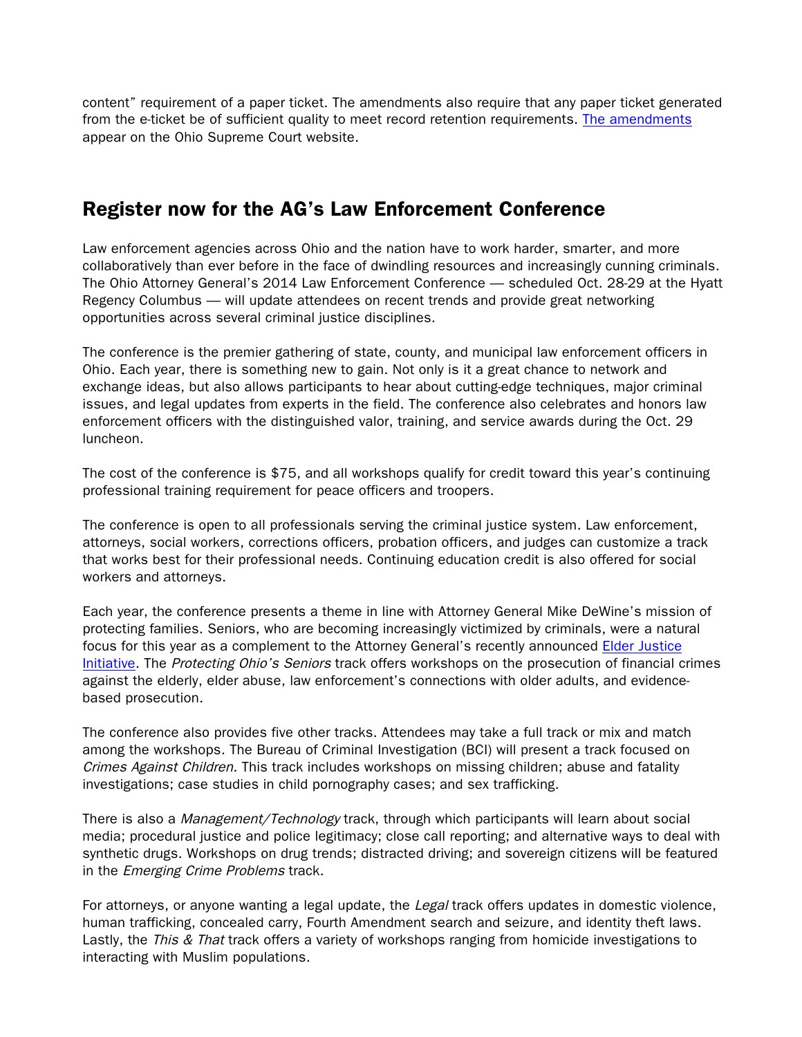content" requirement of a paper ticket. The amendments also require that any paper ticket generated from the e-ticket be of sufficient quality to meet record retention requirements. [The amendments] appear on the Ohio Supreme Court website.

## Register now for the AG's Law Enforcement Conference

Law enforcement agencies across Ohio and the nation have to work harder, smarter, and more collaboratively than ever before in the face of dwindling resources and increasingly cunning criminals. The Ohio Attorney General's 2014 Law Enforcement Conference — scheduled Oct. 28-29 at the Hyatt Regency Columbus — will update attendees on recent trends and provide great networking opportunities across several criminal justice disciplines.

The conference is the premier gathering of state, county, and municipal law enforcement officers in Ohio. Each year, there is something new to gain. Not only is it a great chance to network and exchange ideas, but also allows participants to hear about cutting-edge techniques, major criminal issues, and legal updates from experts in the field. The conference also celebrates and honors law enforcement officers with the distinguished valor, training, and service awards during the Oct. 29 luncheon.

The cost of the conference is $75, and all workshops qualify for credit toward this year's continuing professional training requirement for peace officers and troopers.

The conference is open to all professionals serving the criminal justice system. Law enforcement, attorneys, social workers, corrections officers, probation officers, and judges can customize a track that works best for their professional needs. Continuing education credit is also offered for social workers and attorneys.

Each year, the conference presents a theme in line with Attorney General Mike DeWine's mission of protecting families. Seniors, who are becoming increasingly victimized by criminals, were a natural focus for this year as a complement to the Attorney General's recently announced [Elder Justice Initiative]. The *Protecting Ohio's Seniors* track offers workshops on the prosecution of financial crimes against the elderly, elder abuse, law enforcement's connections with older adults, and evidence-based prosecution.

The conference also provides five other tracks. Attendees may take a full track or mix and match among the workshops. The Bureau of Criminal Investigation (BCI) will present a track focused on *Crimes Against Children.* This track includes workshops on missing children; abuse and fatality investigations; case studies in child pornography cases; and sex trafficking.

There is also a *Management/Technology* track, through which participants will learn about social media; procedural justice and police legitimacy; close call reporting; and alternative ways to deal with synthetic drugs. Workshops on drug trends; distracted driving; and sovereign citizens will be featured in the *Emerging Crime Problems* track.

For attorneys, or anyone wanting a legal update, the *Legal* track offers updates in domestic violence, human trafficking, concealed carry, Fourth Amendment search and seizure, and identity theft laws. Lastly, the *This & That* track offers a variety of workshops ranging from homicide investigations to interacting with Muslim populations.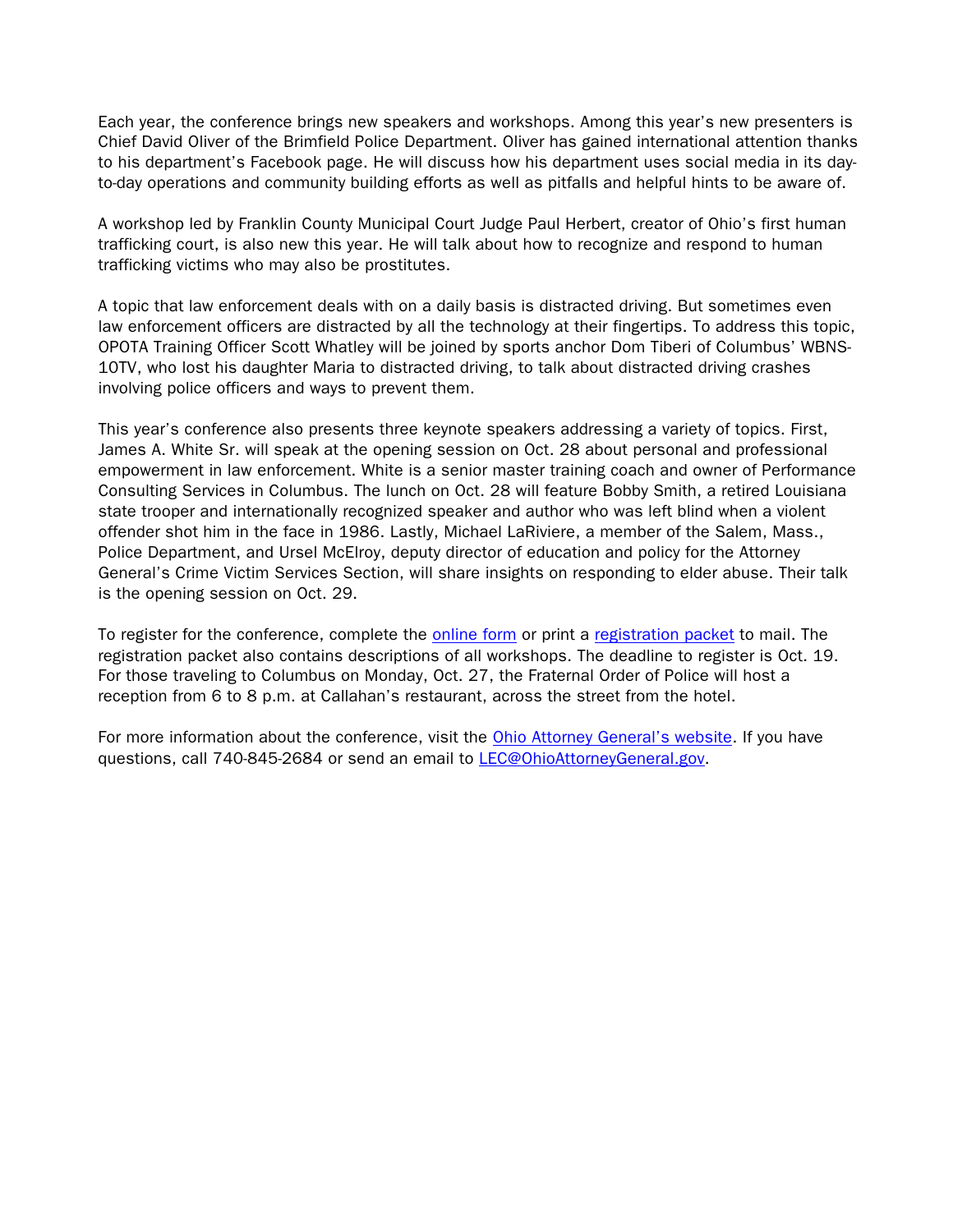Each year, the conference brings new speakers and workshops. Among this year's new presenters is Chief David Oliver of the Brimfield Police Department. Oliver has gained international attention thanks to his department's Facebook page. He will discuss how his department uses social media in its day-to-day operations and community building efforts as well as pitfalls and helpful hints to be aware of.

A workshop led by Franklin County Municipal Court Judge Paul Herbert, creator of Ohio's first human trafficking court, is also new this year. He will talk about how to recognize and respond to human trafficking victims who may also be prostitutes.

A topic that law enforcement deals with on a daily basis is distracted driving. But sometimes even law enforcement officers are distracted by all the technology at their fingertips. To address this topic, OPOTA Training Officer Scott Whatley will be joined by sports anchor Dom Tiberi of Columbus' WBNS-10TV, who lost his daughter Maria to distracted driving, to talk about distracted driving crashes involving police officers and ways to prevent them.

This year's conference also presents three keynote speakers addressing a variety of topics. First, James A. White Sr. will speak at the opening session on Oct. 28 about personal and professional empowerment in law enforcement. White is a senior master training coach and owner of Performance Consulting Services in Columbus. The lunch on Oct. 28 will feature Bobby Smith, a retired Louisiana state trooper and internationally recognized speaker and author who was left blind when a violent offender shot him in the face in 1986. Lastly, Michael LaRiviere, a member of the Salem, Mass., Police Department, and Ursel McElroy, deputy director of education and policy for the Attorney General's Crime Victim Services Section, will share insights on responding to elder abuse. Their talk is the opening session on Oct. 29.

To register for the conference, complete the online form or print a registration packet to mail. The registration packet also contains descriptions of all workshops. The deadline to register is Oct. 19. For those traveling to Columbus on Monday, Oct. 27, the Fraternal Order of Police will host a reception from 6 to 8 p.m. at Callahan's restaurant, across the street from the hotel.

For more information about the conference, visit the Ohio Attorney General's website. If you have questions, call 740-845-2684 or send an email to LEC@OhioAttorneyGeneral.gov.